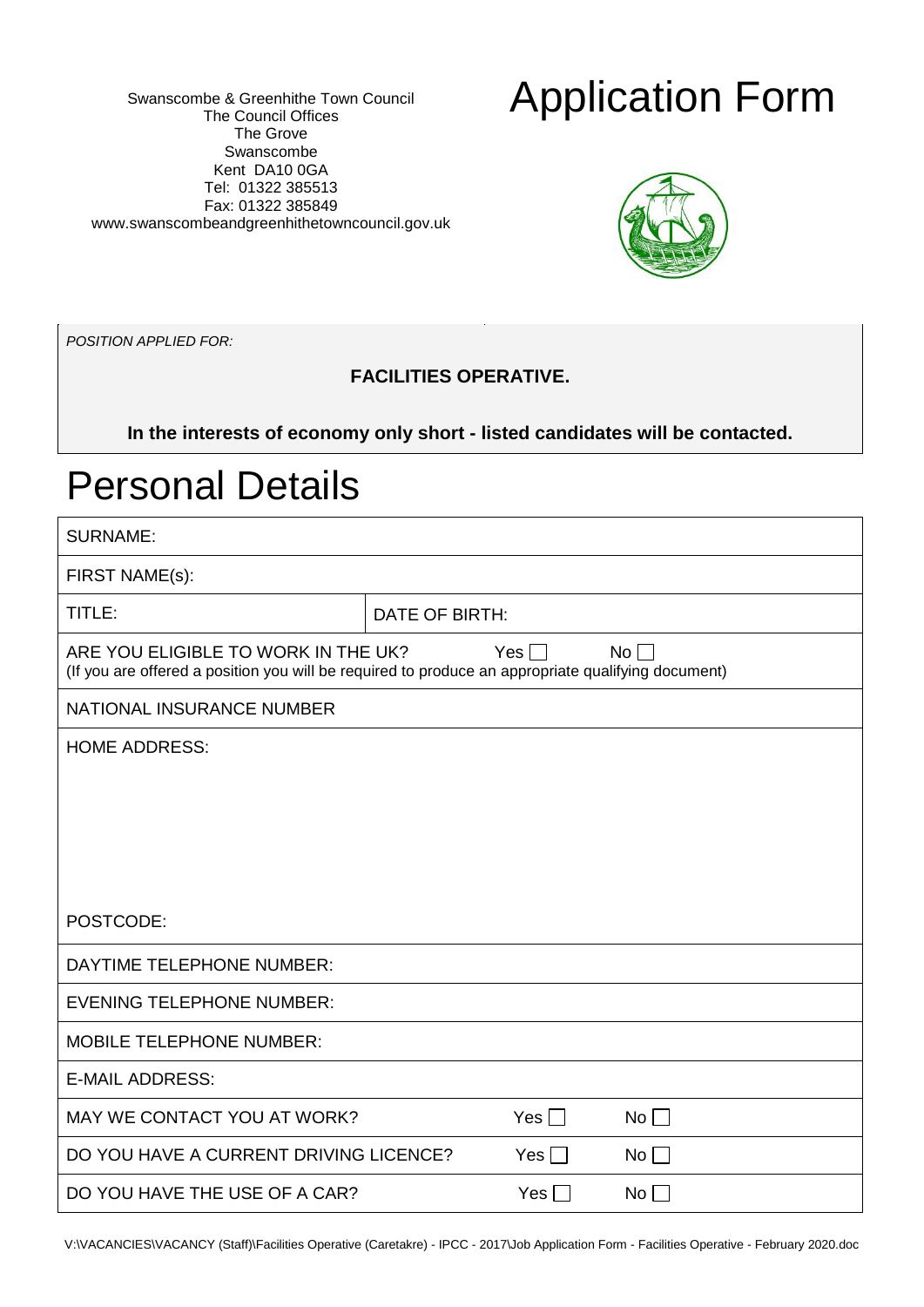Swanscombe & Greenhithe Town Council
The Council Offices
The Grove
Swanscombe
Kent DA10 0GA
Tel: 01322 385513
Fax: 01322 385849
www.swanscombeandgreenhithetowncouncil.gov.uk

# Application Form

*POSITION APPLIED FOR:*

**FACILITIES OPERATIVE.**

**In the interests of economy only short - listed candidates will be contacted.**

# Personal Details

| SURNAME: | | | |
|---|---|---|---|
| FIRST NAME(s): | | | |
| TITLE: | DATE OF BIRTH: | | |
| ARE YOU ELIGIBLE TO WORK IN THE UK? (If you are offered a position you will be required to produce an appropriate qualifying document) | | Yes ☐ | No ☐ |
| NATIONAL INSURANCE NUMBER | | | |
| HOME ADDRESS:<br><br><br><br>POSTCODE: | | | |
| DAYTIME TELEPHONE NUMBER: | | | |
| EVENING TELEPHONE NUMBER: | | | |
| MOBILE TELEPHONE NUMBER: | | | |
| E-MAIL ADDRESS: | | | |
| MAY WE CONTACT YOU AT WORK? | | Yes ☐ | No ☐ |
| DO YOU HAVE A CURRENT DRIVING LICENCE? | | Yes ☐ | No ☐ |
| DO YOU HAVE THE USE OF A CAR? | | Yes ☐ | No ☐ |

V:\VACANCIES\VACANCY (Staff)\Facilities Operative (Caretakre) - IPCC - 2017\Job Application Form - Facilities Operative - February 2020.doc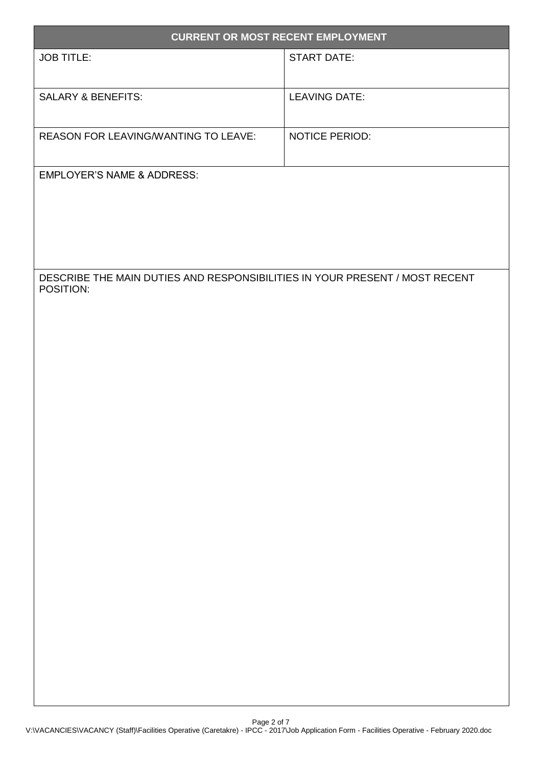| CURRENT OR MOST RECENT EMPLOYMENT | |
|---|---|
| JOB TITLE: | START DATE: |
| SALARY & BENEFITS: | LEAVING DATE: |
| REASON FOR LEAVING/WANTING TO LEAVE: | NOTICE PERIOD: |
| EMPLOYER'S NAME & ADDRESS: | |
| DESCRIBE THE MAIN DUTIES AND RESPONSIBILITIES IN YOUR PRESENT / MOST RECENT POSITION: | |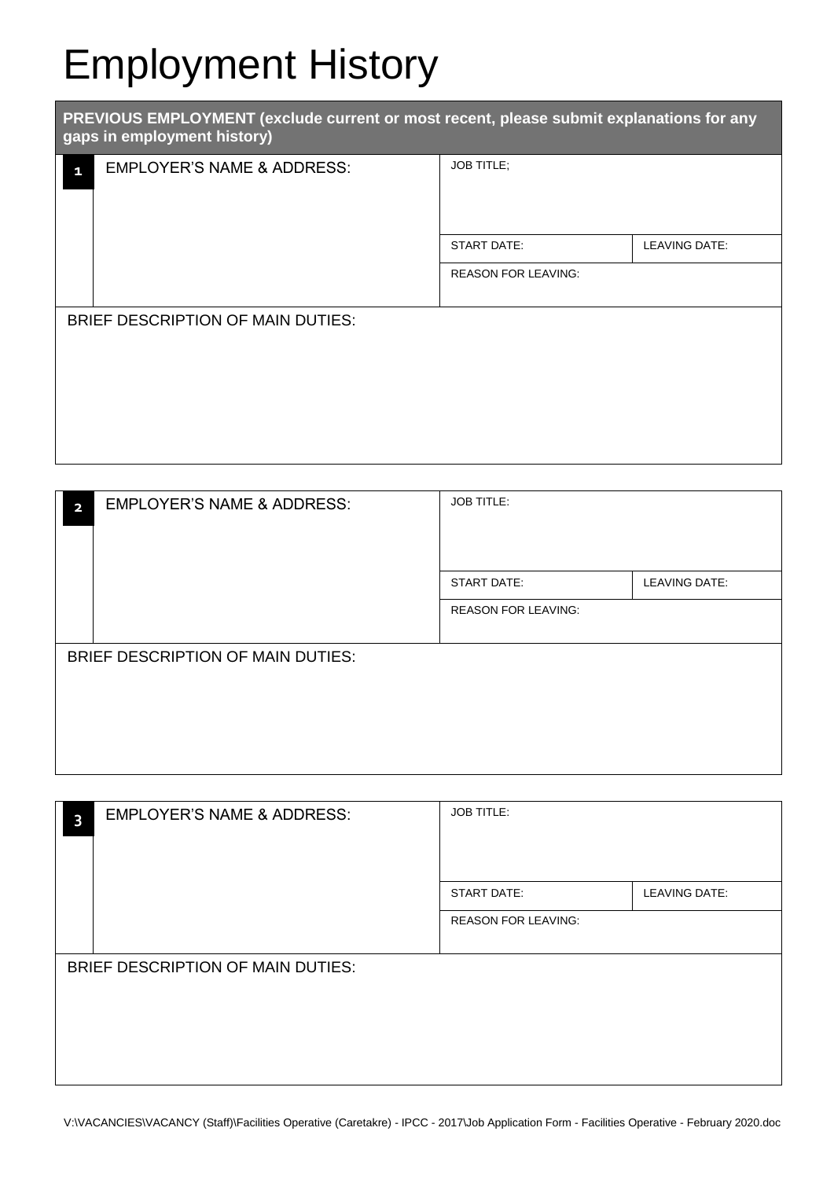# Employment History

| PREVIOUS EMPLOYMENT (exclude current or most recent, please submit explanations for any gaps in employment history) | | |
|---|---|---|
| **1** EMPLOYER'S NAME & ADDRESS: | JOB TITLE; | |
| | START DATE: | LEAVING DATE: |
| | REASON FOR LEAVING: | |
| BRIEF DESCRIPTION OF MAIN DUTIES: | | |

| | | |
|---|---|---|
| **2** EMPLOYER'S NAME & ADDRESS: | JOB TITLE: | |
| | START DATE: | LEAVING DATE: |
| | REASON FOR LEAVING: | |
| BRIEF DESCRIPTION OF MAIN DUTIES: | | |

| | | |
|---|---|---|
| **3** EMPLOYER'S NAME & ADDRESS: | JOB TITLE: | |
| | START DATE: | LEAVING DATE: |
| | REASON FOR LEAVING: | |
| BRIEF DESCRIPTION OF MAIN DUTIES: | | |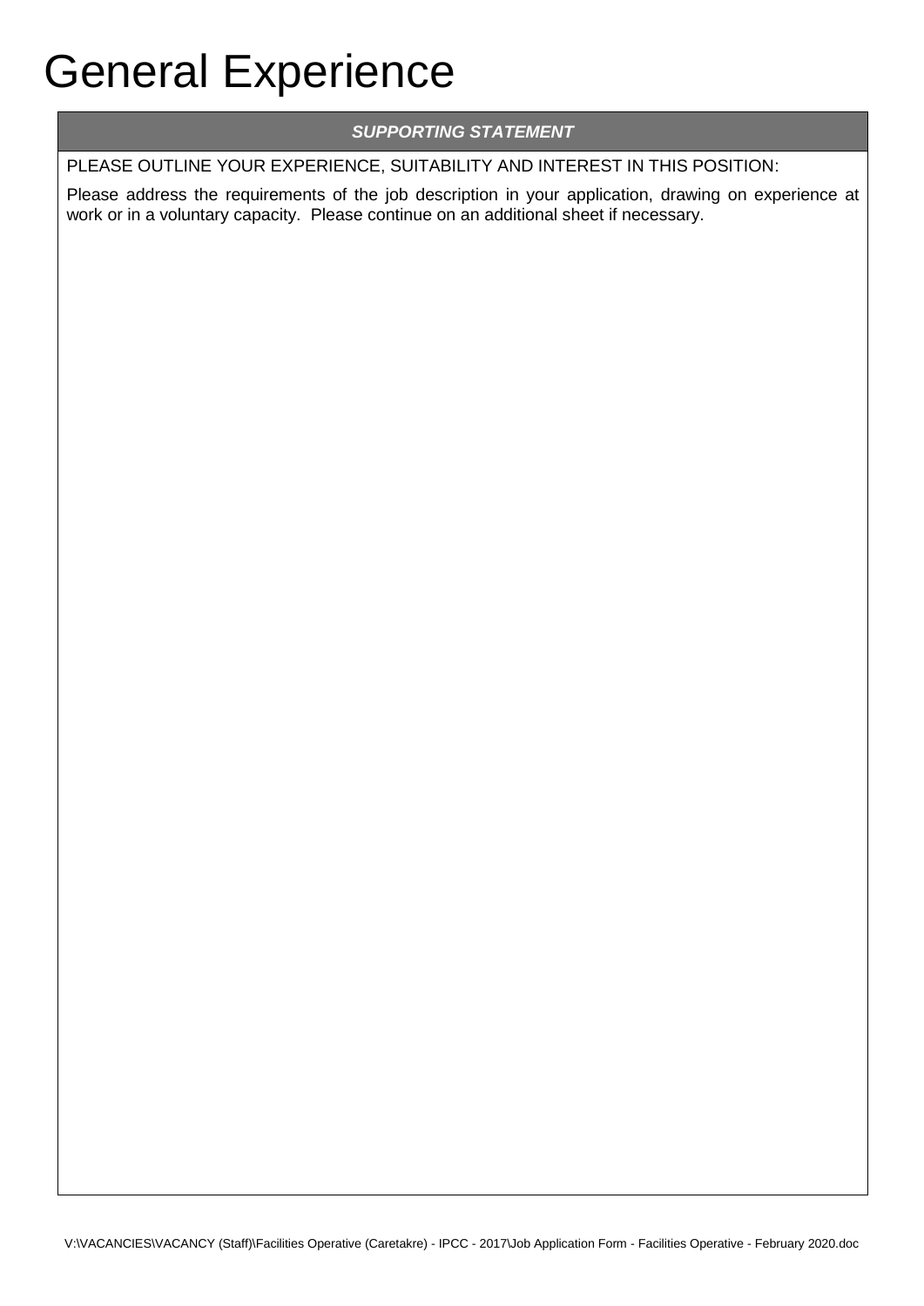# General Experience

| ***SUPPORTING STATEMENT*** |
| --- |
| PLEASE OUTLINE YOUR EXPERIENCE, SUITABILITY AND INTEREST IN THIS POSITION:<br><br>Please address the requirements of the job description in your application, drawing on experience at work or in a voluntary capacity. Please continue on an additional sheet if necessary. |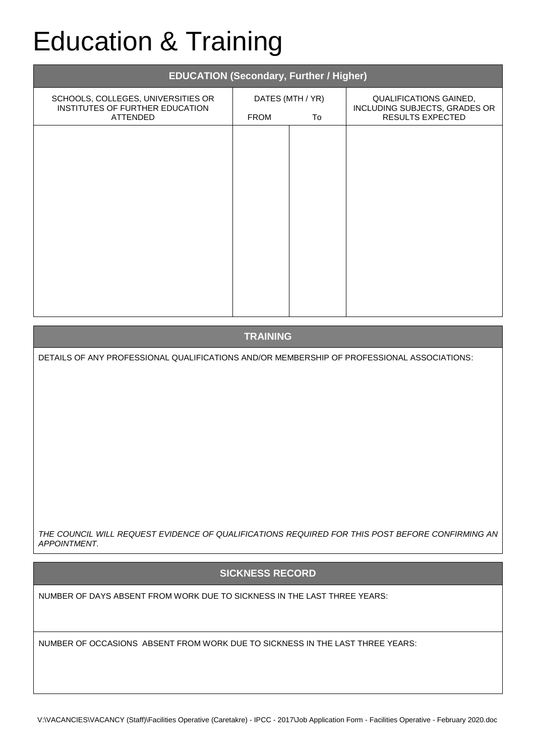# Education & Training

## EDUCATION (Secondary, Further / Higher)

| SCHOOLS, COLLEGES, UNIVERSITIES OR INSTITUTES OF FURTHER EDUCATION ATTENDED | DATES (MTH / YR) FROM | To | QUALIFICATIONS GAINED, INCLUDING SUBJECTS, GRADES OR RESULTS EXPECTED |
|---|---|---|---|
| | | | |

## TRAINING

DETAILS OF ANY PROFESSIONAL QUALIFICATIONS AND/OR MEMBERSHIP OF PROFESSIONAL ASSOCIATIONS:

*THE COUNCIL WILL REQUEST EVIDENCE OF QUALIFICATIONS REQUIRED FOR THIS POST BEFORE CONFIRMING AN APPOINTMENT.*

## SICKNESS RECORD

NUMBER OF DAYS ABSENT FROM WORK DUE TO SICKNESS IN THE LAST THREE YEARS:

NUMBER OF OCCASIONS ABSENT FROM WORK DUE TO SICKNESS IN THE LAST THREE YEARS: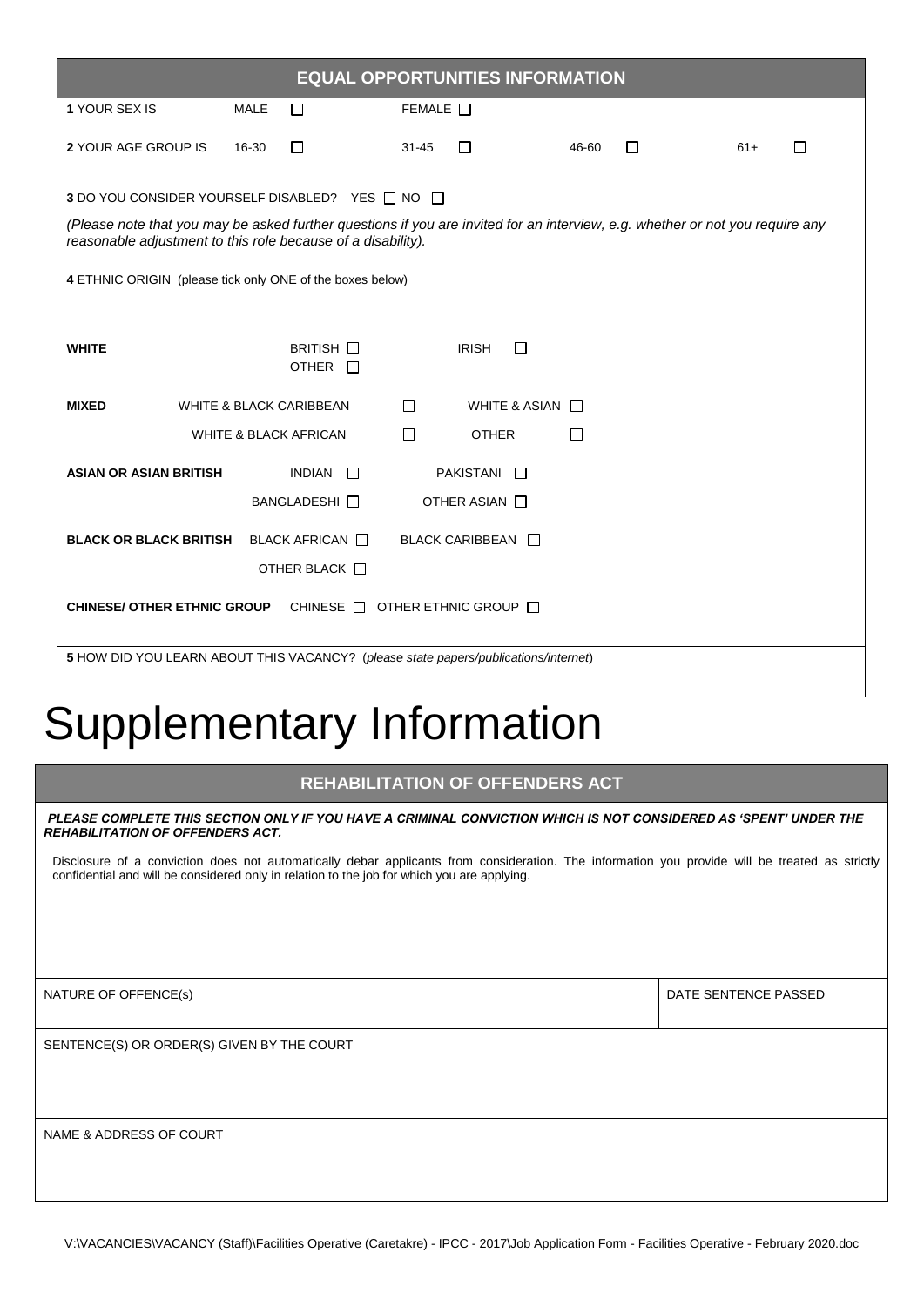## EQUAL OPPORTUNITIES INFORMATION

**1** YOUR SEX IS MALE ☐ FEMALE ☐

**2** YOUR AGE GROUP IS 16-30 ☐ 31-45 ☐ 46-60 ☐ 61+ ☐

**3** DO YOU CONSIDER YOURSELF DISABLED? YES ☐ NO ☐

*(Please note that you may be asked further questions if you are invited for an interview, e.g. whether or not you require any reasonable adjustment to this role because of a disability).*

**4** ETHNIC ORIGIN (please tick only ONE of the boxes below)

| | | |
|---|---|---|
| **WHITE** | BRITISH ☐<br>OTHER ☐ | IRISH ☐ |
| **MIXED** | WHITE & BLACK CARIBBEAN ☐<br>WHITE & BLACK AFRICAN ☐ | WHITE & ASIAN ☐<br>OTHER ☐ |
| **ASIAN OR ASIAN BRITISH** | INDIAN ☐<br>BANGLADESHI ☐ | PAKISTANI ☐<br>OTHER ASIAN ☐ |
| **BLACK OR BLACK BRITISH** | BLACK AFRICAN ☐<br>OTHER BLACK ☐ | BLACK CARIBBEAN ☐ |
| **CHINESE/ OTHER ETHNIC GROUP** | CHINESE ☐ | OTHER ETHNIC GROUP ☐ |

**5** HOW DID YOU LEARN ABOUT THIS VACANCY? (*please state papers/publications/internet*)

# Supplementary Information

## REHABILITATION OF OFFENDERS ACT

***PLEASE COMPLETE THIS SECTION ONLY IF YOU HAVE A CRIMINAL CONVICTION WHICH IS NOT CONSIDERED AS 'SPENT' UNDER THE REHABILITATION OF OFFENDERS ACT.***

Disclosure of a conviction does not automatically debar applicants from consideration. The information you provide will be treated as strictly confidential and will be considered only in relation to the job for which you are applying.

| NATURE OF OFFENCE(s) | DATE SENTENCE PASSED |
|---|---|
| | |

SENTENCE(S) OR ORDER(S) GIVEN BY THE COURT

NAME & ADDRESS OF COURT

V:\VACANCIES\VACANCY (Staff)\Facilities Operative (Caretakre) - IPCC - 2017\Job Application Form - Facilities Operative - February 2020.doc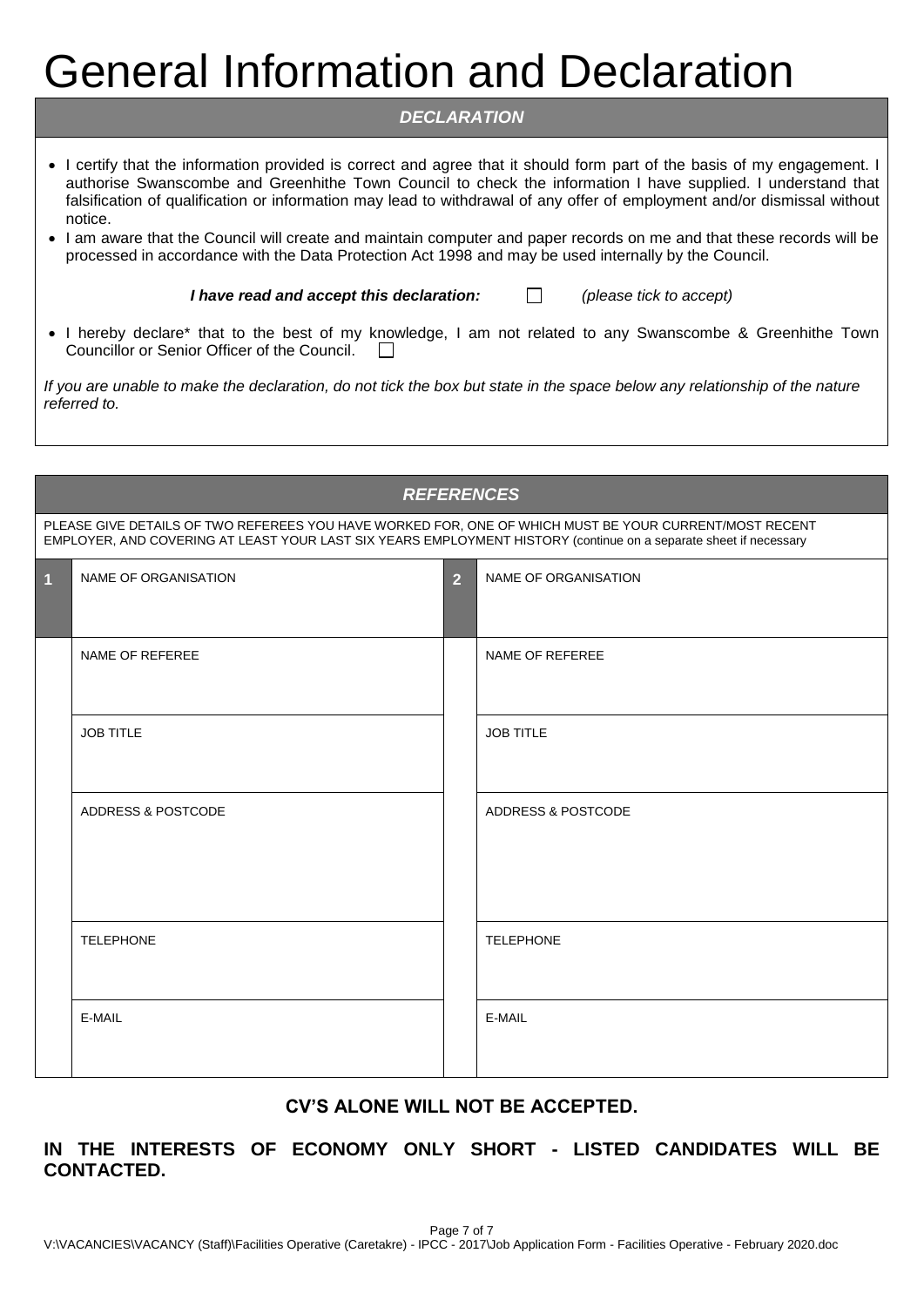# General Information and Declaration

## *DECLARATION*

- I certify that the information provided is correct and agree that it should form part of the basis of my engagement. I authorise Swanscombe and Greenhithe Town Council to check the information I have supplied. I understand that falsification of qualification or information may lead to withdrawal of any offer of employment and/or dismissal without notice.
- I am aware that the Council will create and maintain computer and paper records on me and that these records will be processed in accordance with the Data Protection Act 1998 and may be used internally by the Council.

***I have read and accept this declaration:*** ☐ *(please tick to accept)*

- I hereby declare* that to the best of my knowledge, I am not related to any Swanscombe & Greenhithe Town Councillor or Senior Officer of the Council. ☐

*If you are unable to make the declaration, do not tick the box but state in the space below any relationship of the nature referred to.*

## *REFERENCES*

PLEASE GIVE DETAILS OF TWO REFEREES YOU HAVE WORKED FOR, ONE OF WHICH MUST BE YOUR CURRENT/MOST RECENT EMPLOYER, AND COVERING AT LEAST YOUR LAST SIX YEARS EMPLOYMENT HISTORY (continue on a separate sheet if necessary

| 1 | NAME OF ORGANISATION | 2 | NAME OF ORGANISATION |
|---|---|---|---|
| | NAME OF REFEREE | | NAME OF REFEREE |
| | JOB TITLE | | JOB TITLE |
| | ADDRESS & POSTCODE | | ADDRESS & POSTCODE |
| | TELEPHONE | | TELEPHONE |
| | E-MAIL | | E-MAIL |

**CV'S ALONE WILL NOT BE ACCEPTED.**

**IN THE INTERESTS OF ECONOMY ONLY SHORT - LISTED CANDIDATES WILL BE CONTACTED.**

V:\VACANCIES\VACANCY (Staff)\Facilities Operative (Caretakre) - IPCC - 2017\Job Application Form - Facilities Operative - February 2020.doc